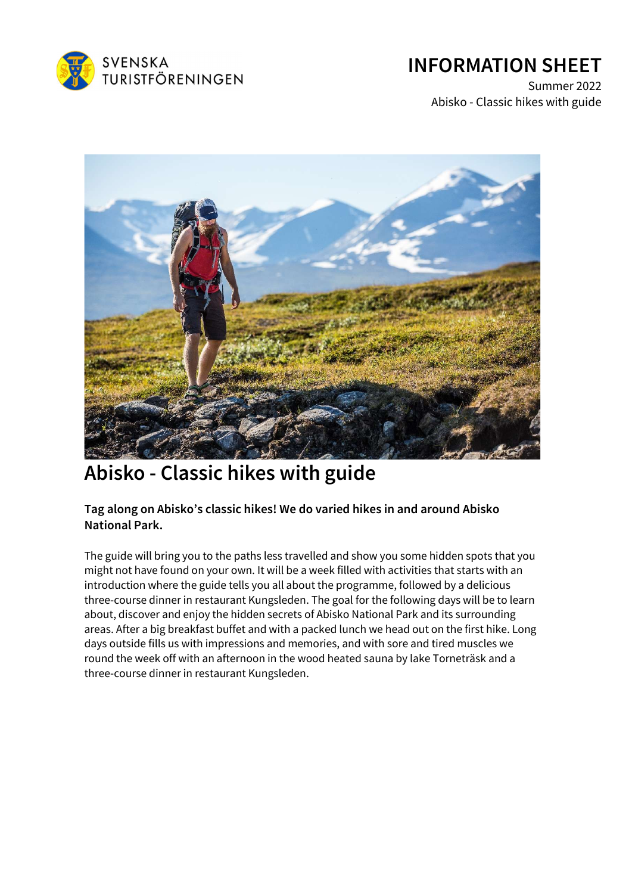SVENSKA TURISTFÖRENINGEN

# INFORMATION SHEET

Summer 2022
Abisko - Classic hikes with guide

## Abisko - Classic hikes with guide

**Tag along on Abisko's classic hikes! We do varied hikes in and around Abisko National Park.**

The guide will bring you to the paths less travelled and show you some hidden spots that you might not have found on your own. It will be a week filled with activities that starts with an introduction where the guide tells you all about the programme, followed by a delicious three-course dinner in restaurant Kungsleden. The goal for the following days will be to learn about, discover and enjoy the hidden secrets of Abisko National Park and its surrounding areas. After a big breakfast buffet and with a packed lunch we head out on the first hike. Long days outside fills us with impressions and memories, and with sore and tired muscles we round the week off with an afternoon in the wood heated sauna by lake Torneträsk and a three-course dinner in restaurant Kungsleden.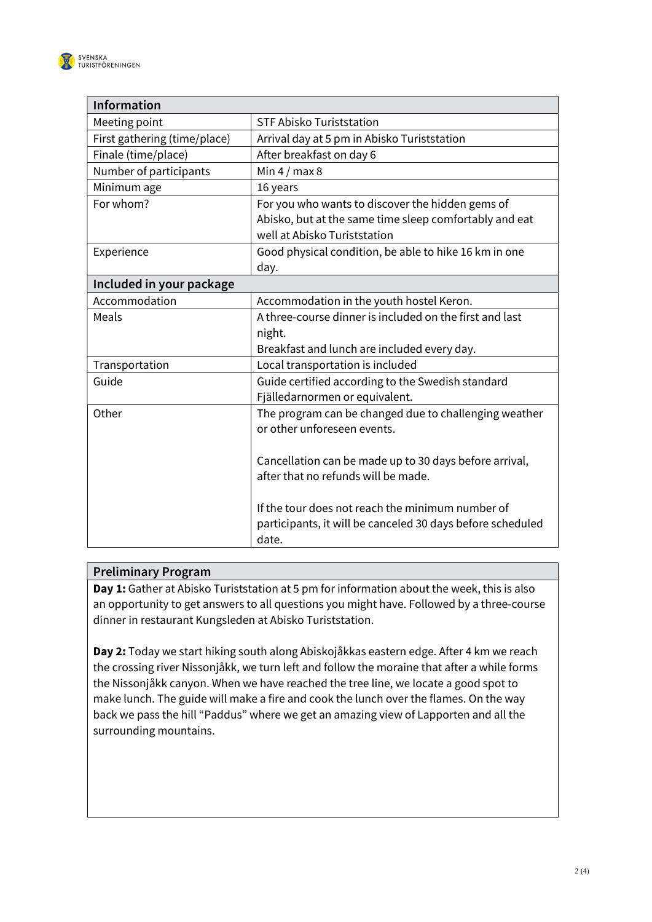| Information | |
|---|---|
| Meeting point | STF Abisko Turiststation |
| First gathering (time/place) | Arrival day at 5 pm in Abisko Turiststation |
| Finale (time/place) | After breakfast on day 6 |
| Number of participants | Min 4 / max 8 |
| Minimum age | 16 years |
| For whom? | For you who wants to discover the hidden gems of Abisko, but at the same time sleep comfortably and eat well at Abisko Turiststation |
| Experience | Good physical condition, be able to hike 16 km in one day. |
| **Included in your package** | |
| Accommodation | Accommodation in the youth hostel Keron. |
| Meals | A three-course dinner is included on the first and last night.<br>Breakfast and lunch are included every day. |
| Transportation | Local transportation is included |
| Guide | Guide certified according to the Swedish standard Fjälledarnormen or equivalent. |
| Other | The program can be changed due to challenging weather or other unforeseen events.<br><br>Cancellation can be made up to 30 days before arrival, after that no refunds will be made.<br><br>If the tour does not reach the minimum number of participants, it will be canceled 30 days before scheduled date. |

## Preliminary Program

**Day 1:** Gather at Abisko Turiststation at 5 pm for information about the week, this is also an opportunity to get answers to all questions you might have. Followed by a three-course dinner in restaurant Kungsleden at Abisko Turiststation.

**Day 2:** Today we start hiking south along Abiskojåkkas eastern edge. After 4 km we reach the crossing river Nissonjåkk, we turn left and follow the moraine that after a while forms the Nissonjåkk canyon. When we have reached the tree line, we locate a good spot to make lunch. The guide will make a fire and cook the lunch over the flames. On the way back we pass the hill "Paddus" where we get an amazing view of Lapporten and all the surrounding mountains.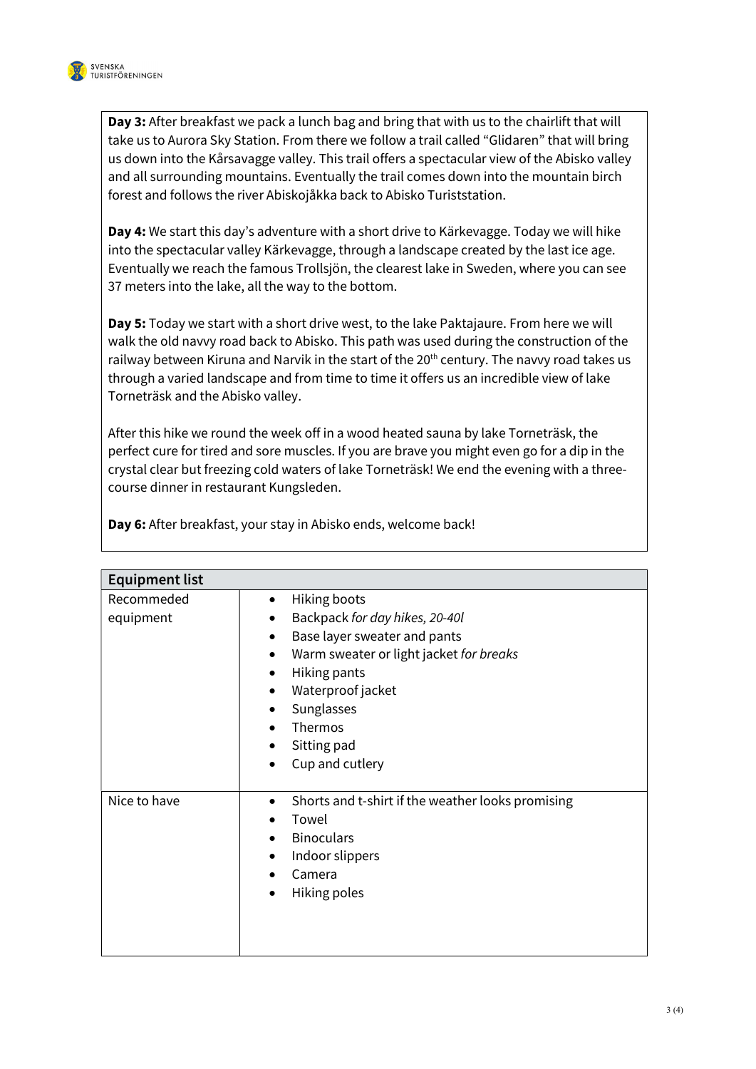**Day 3:** After breakfast we pack a lunch bag and bring that with us to the chairlift that will take us to Aurora Sky Station. From there we follow a trail called "Glidaren" that will bring us down into the Kårsavagge valley. This trail offers a spectacular view of the Abisko valley and all surrounding mountains. Eventually the trail comes down into the mountain birch forest and follows the river Abiskojåkka back to Abisko Turiststation.

**Day 4:** We start this day's adventure with a short drive to Kärkevagge. Today we will hike into the spectacular valley Kärkevagge, through a landscape created by the last ice age. Eventually we reach the famous Trollsjön, the clearest lake in Sweden, where you can see 37 meters into the lake, all the way to the bottom.

**Day 5:** Today we start with a short drive west, to the lake Paktajaure. From here we will walk the old navvy road back to Abisko. This path was used during the construction of the railway between Kiruna and Narvik in the start of the 20th century. The navvy road takes us through a varied landscape and from time to time it offers us an incredible view of lake Torneträsk and the Abisko valley.

After this hike we round the week off in a wood heated sauna by lake Torneträsk, the perfect cure for tired and sore muscles. If you are brave you might even go for a dip in the crystal clear but freezing cold waters of lake Torneträsk! We end the evening with a three-course dinner in restaurant Kungsleden.

**Day 6:** After breakfast, your stay in Abisko ends, welcome back!

| **Equipment list** | |
|---|---|
| Recommeded equipment | • Hiking boots<br>• Backpack *for day hikes, 20-40l*<br>• Base layer sweater and pants<br>• Warm sweater or light jacket *for breaks*<br>• Hiking pants<br>• Waterproof jacket<br>• Sunglasses<br>• Thermos<br>• Sitting pad<br>• Cup and cutlery |
| Nice to have | • Shorts and t-shirt if the weather looks promising<br>• Towel<br>• Binoculars<br>• Indoor slippers<br>• Camera<br>• Hiking poles |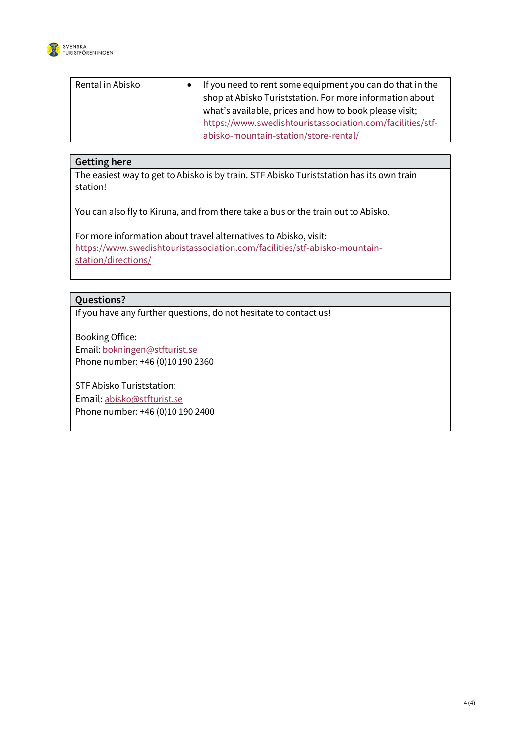| | |
|---|---|
| Rental in Abisko | • If you need to rent some equipment you can do that in the shop at Abisko Turiststation. For more information about what's available, prices and how to book please visit; https://www.swedishtouristassociation.com/facilities/stf-abisko-mountain-station/store-rental/ |

## Getting here

The easiest way to get to Abisko is by train. STF Abisko Turiststation has its own train station!

You can also fly to Kiruna, and from there take a bus or the train out to Abisko.

For more information about travel alternatives to Abisko, visit:
https://www.swedishtouristassociation.com/facilities/stf-abisko-mountain-station/directions/

## Questions?

If you have any further questions, do not hesitate to contact us!

Booking Office:
Email: bokningen@stfturist.se
Phone number: +46 (0)10 190 2360

STF Abisko Turiststation:
Email: abisko@stfturist.se
Phone number: +46 (0)10 190 2400